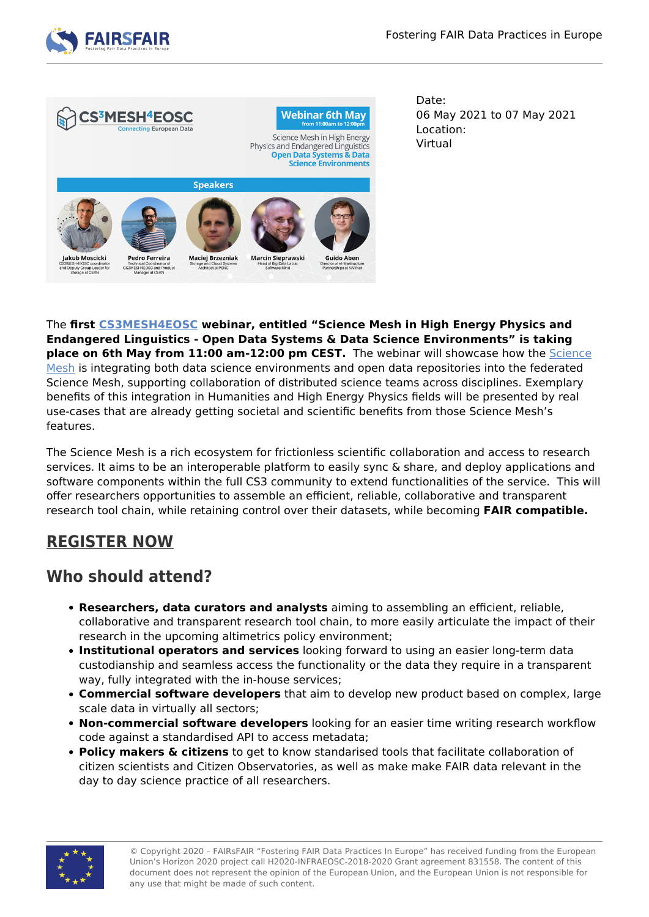Date:
06 May 2021 to 07 May 2021
Location:
Virtual

The **first CS3MESH4EOSC webinar, entitled "Science Mesh in High Energy Physics and Endangered Linguistics - Open Data Systems & Data Science Environments" is taking place on 6th May from 11:00 am-12:00 pm CEST.** The webinar will showcase how the Science Mesh is integrating both data science environments and open data repositories into the federated Science Mesh, supporting collaboration of distributed science teams across disciplines. Exemplary benefits of this integration in Humanities and High Energy Physics fields will be presented by real use-cases that are already getting societal and scientific benefits from those Science Mesh's features.

The Science Mesh is a rich ecosystem for frictionless scientific collaboration and access to research services. It aims to be an interoperable platform to easily sync & share, and deploy applications and software components within the full CS3 community to extend functionalities of the service. This will offer researchers opportunities to assemble an efficient, reliable, collaborative and transparent research tool chain, while retaining control over their datasets, while becoming **FAIR compatible.**

## REGISTER NOW

## Who should attend?

- **Researchers, data curators and analysts** aiming to assembling an efficient, reliable, collaborative and transparent research tool chain, to more easily articulate the impact of their research in the upcoming altimetrics policy environment;
- **Institutional operators and services** looking forward to using an easier long-term data custodianship and seamless access the functionality or the data they require in a transparent way, fully integrated with the in-house services;
- **Commercial software developers** that aim to develop new product based on complex, large scale data in virtually all sectors;
- **Non-commercial software developers** looking for an easier time writing research workflow code against a standardised API to access metadata;
- **Policy makers & citizens** to get to know standarised tools that facilitate collaboration of citizen scientists and Citizen Observatories, as well as make make FAIR data relevant in the day to day science practice of all researchers.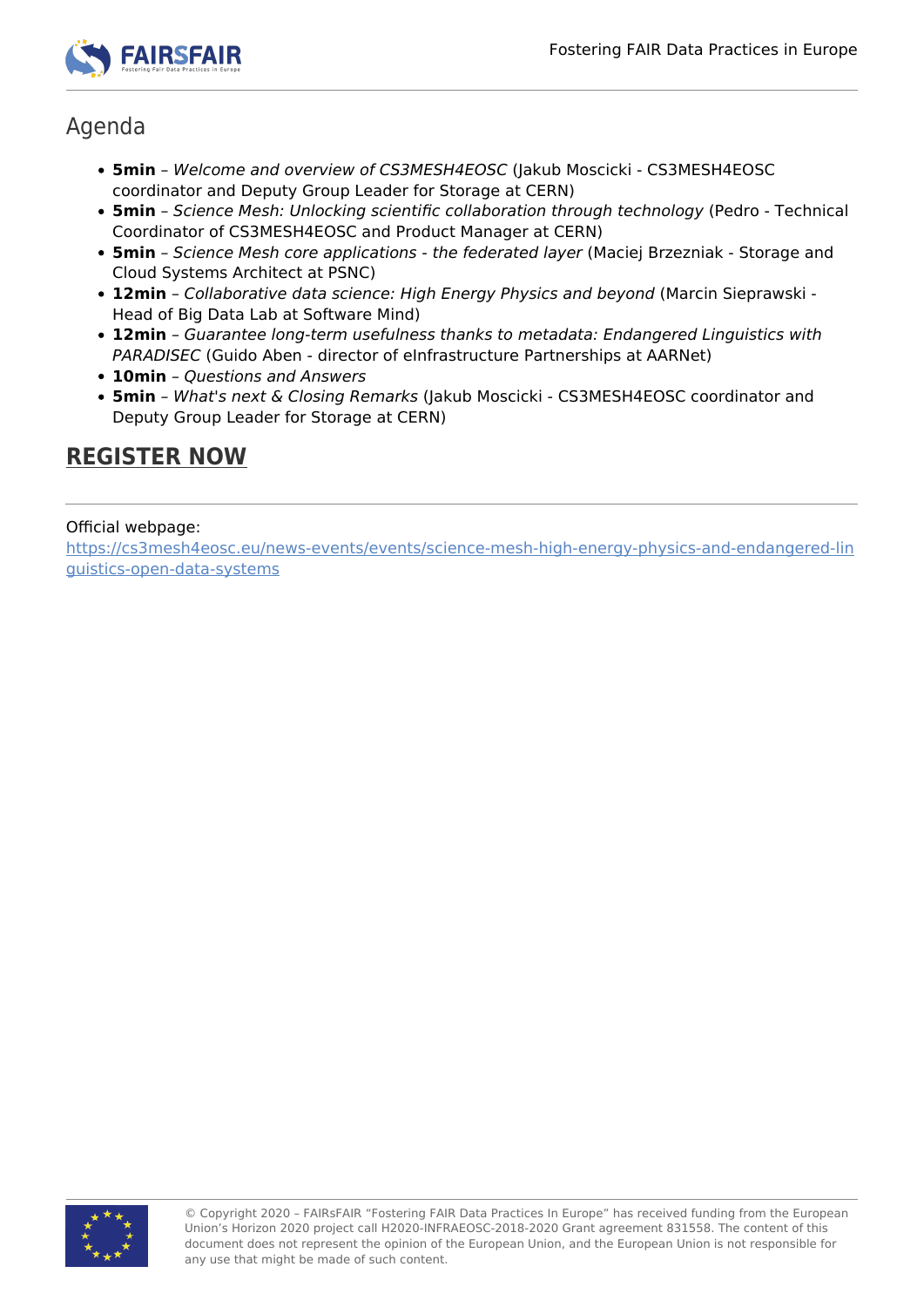## Agenda

- **5min** – *Welcome and overview of CS3MESH4EOSC* (Jakub Moscicki - CS3MESH4EOSC coordinator and Deputy Group Leader for Storage at CERN)
- **5min** – *Science Mesh: Unlocking scientific collaboration through technology* (Pedro - Technical Coordinator of CS3MESH4EOSC and Product Manager at CERN)
- **5min** – *Science Mesh core applications - the federated layer* (Maciej Brzezniak - Storage and Cloud Systems Architect at PSNC)
- **12min** – *Collaborative data science: High Energy Physics and beyond* (Marcin Sieprawski - Head of Big Data Lab at Software Mind)
- **12min** – *Guarantee long-term usefulness thanks to metadata: Endangered Linguistics with PARADISEC* (Guido Aben - director of eInfrastructure Partnerships at AARNet)
- **10min** – *Questions and Answers*
- **5min** – *What's next & Closing Remarks* (Jakub Moscicki - CS3MESH4EOSC coordinator and Deputy Group Leader for Storage at CERN)

## **REGISTER NOW**

---

Official webpage:
https://cs3mesh4eosc.eu/news-events/events/science-mesh-high-energy-physics-and-endangered-linguistics-open-data-systems

© Copyright 2020 – FAIRsFAIR "Fostering FAIR Data Practices In Europe" has received funding from the European Union's Horizon 2020 project call H2020-INFRAEOSC-2018-2020 Grant agreement 831558. The content of this document does not represent the opinion of the European Union, and the European Union is not responsible for any use that might be made of such content.